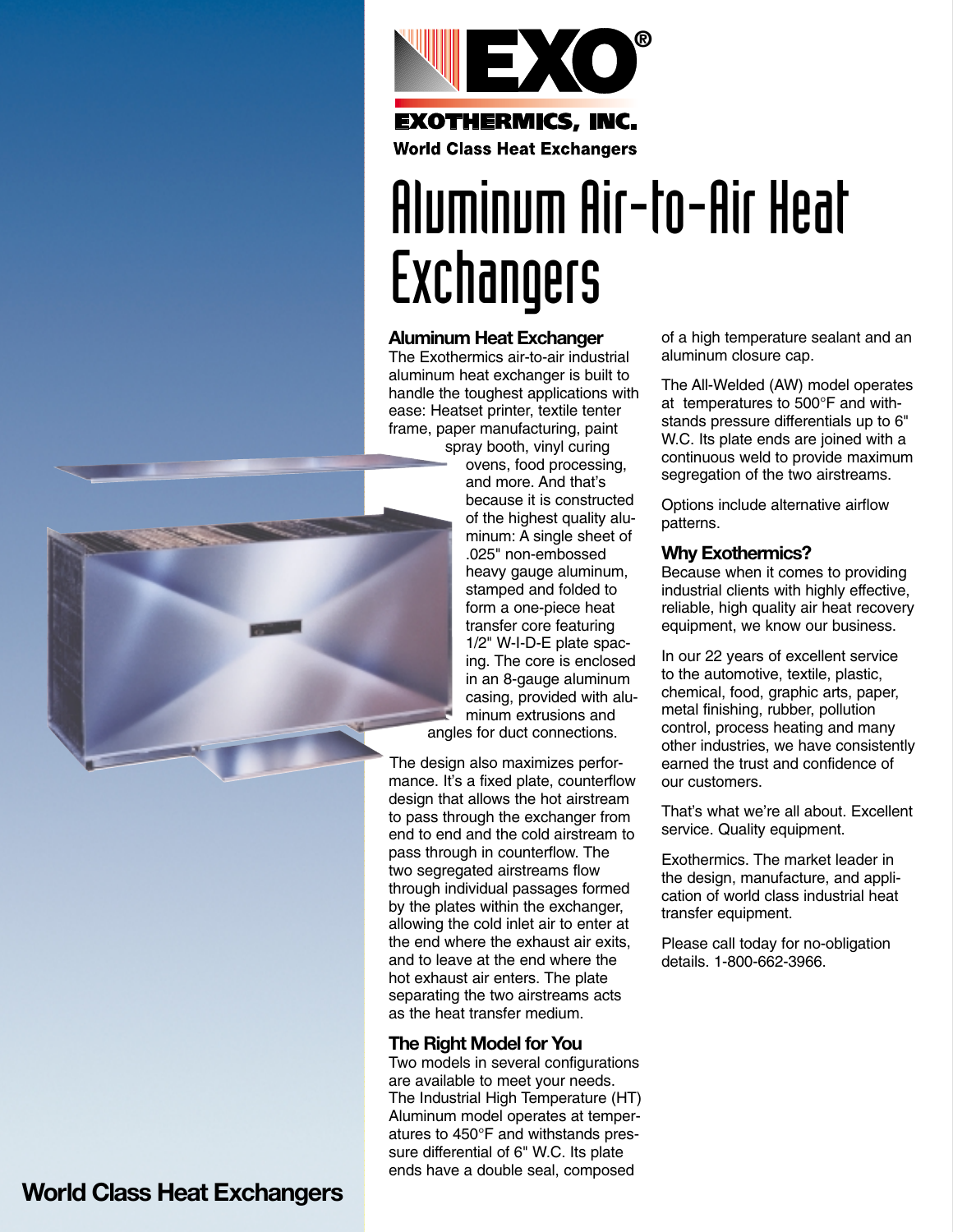EXOTHERMICS, INC.

World Class Heat Exchangers

# Aluminum Air-to-Air Heat Exchangers

## Aluminum Heat Exchanger

The Exothermics air-to-air industrial aluminum heat exchanger is built to handle the toughest applications with ease: Heatset printer, textile tenter frame, paper manufacturing, paint spray booth, vinyl curing ovens, food processing, and more. And that's because it is constructed of the highest quality aluminum: A single sheet of .025" non-embossed heavy gauge aluminum, stamped and folded to form a one-piece heat transfer core featuring 1/2" W-I-D-E plate spacing. The core is enclosed in an 8-gauge aluminum casing, provided with aluminum extrusions and angles for duct connections.

The design also maximizes performance. It's a fixed plate, counterflow design that allows the hot airstream to pass through the exchanger from end to end and the cold airstream to pass through in counterflow. The two segregated airstreams flow through individual passages formed by the plates within the exchanger, allowing the cold inlet air to enter at the end where the exhaust air exits, and to leave at the end where the hot exhaust air enters. The plate separating the two airstreams acts as the heat transfer medium.

## The Right Model for You

Two models in several configurations are available to meet your needs. The Industrial High Temperature (HT) Aluminum model operates at temperatures to 450°F and withstands pressure differential of 6" W.C. Its plate ends have a double seal, composed of a high temperature sealant and an aluminum closure cap.

The All-Welded (AW) model operates at temperatures to 500°F and withstands pressure differentials up to 6" W.C. Its plate ends are joined with a continuous weld to provide maximum segregation of the two airstreams.

Options include alternative airflow patterns.

## Why Exothermics?

Because when it comes to providing industrial clients with highly effective, reliable, high quality air heat recovery equipment, we know our business.

In our 22 years of excellent service to the automotive, textile, plastic, chemical, food, graphic arts, paper, metal finishing, rubber, pollution control, process heating and many other industries, we have consistently earned the trust and confidence of our customers.

That's what we're all about. Excellent service. Quality equipment.

Exothermics. The market leader in the design, manufacture, and application of world class industrial heat transfer equipment.

Please call today for no-obligation details. 1-800-662-3966.

**World Class Heat Exchangers**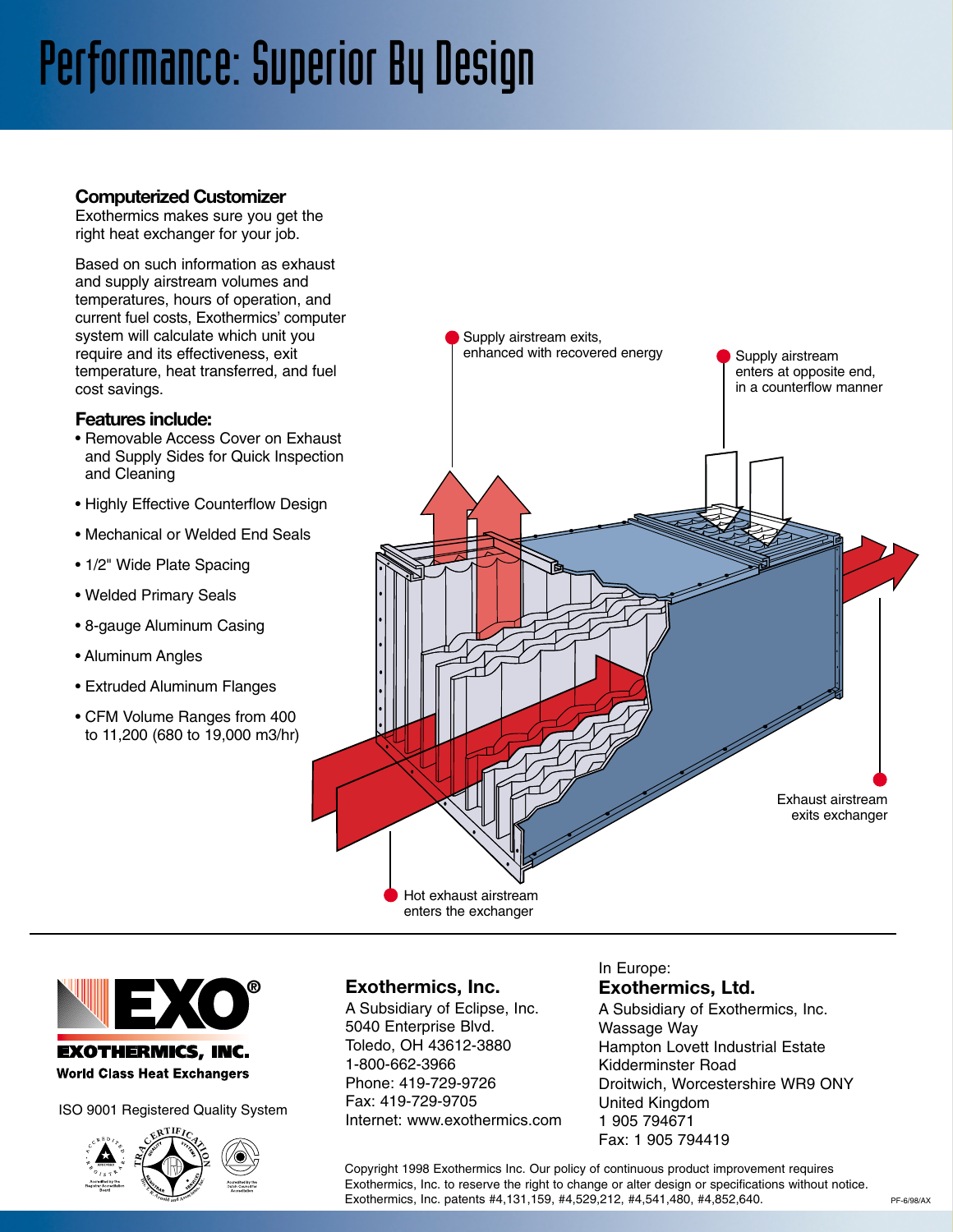# Performance: Superior By Design

## Computerized Customizer

Exothermics makes sure you get the right heat exchanger for your job.

Based on such information as exhaust and supply airstream volumes and temperatures, hours of operation, and current fuel costs, Exothermics' computer system will calculate which unit you require and its effectiveness, exit temperature, heat transferred, and fuel cost savings.

## Features include:

- Removable Access Cover on Exhaust and Supply Sides for Quick Inspection and Cleaning
- Highly Effective Counterflow Design
- Mechanical or Welded End Seals
- 1/2" Wide Plate Spacing
- Welded Primary Seals
- 8-gauge Aluminum Casing
- Aluminum Angles
- Extruded Aluminum Flanges
- CFM Volume Ranges from 400 to 11,200 (680 to 19,000 m3/hr)

Supply airstream exits, enhanced with recovered energy

Supply airstream enters at opposite end, in a counterflow manner

Exhaust airstream exits exchanger

Hot exhaust airstream enters the exchanger

---

EXO®
EXOTHERMICS, INC.
World Class Heat Exchangers

ISO 9001 Registered Quality System

**Exothermics, Inc.**
A Subsidiary of Eclipse, Inc.
5040 Enterprise Blvd.
Toledo, OH 43612-3880
1-800-662-3966
Phone: 419-729-9726
Fax: 419-729-9705
Internet: www.exothermics.com

In Europe:
**Exothermics, Ltd.**
A Subsidiary of Exothermics, Inc.
Wassage Way
Hampton Lovett Industrial Estate
Kidderminster Road
Droitwich, Worcestershire WR9 ONY
United Kingdom
1 905 794671
Fax: 1 905 794419

Copyright 1998 Exothermics Inc. Our policy of continuous product improvement requires Exothermics, Inc. to reserve the right to change or alter design or specifications without notice. Exothermics, Inc. patents #4,131,159, #4,529,212, #4,541,480, #4,852,640.

PF-6/98/AX